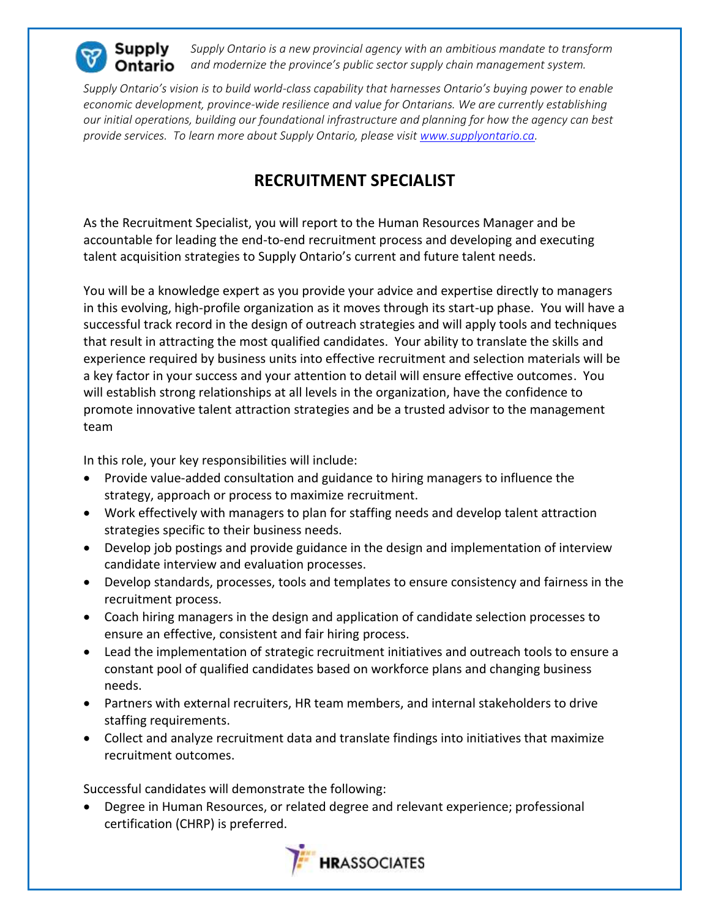**Supply Ontario** *Supply Ontario is a new provincial agency with an ambitious mandate to transform and modernize the province's public sector supply chain management system.*

*Supply Ontario's vision is to build world-class capability that harnesses Ontario's buying power to enable economic development, province-wide resilience and value for Ontarians. We are currently establishing our initial operations, building our foundational infrastructure and planning for how the agency can best provide services. To learn more about Supply Ontario, please visit [www.supplyontario.ca](www.supplyontario.ca).*

# RECRUITMENT SPECIALIST

As the Recruitment Specialist, you will report to the Human Resources Manager and be accountable for leading the end-to-end recruitment process and developing and executing talent acquisition strategies to Supply Ontario's current and future talent needs.

You will be a knowledge expert as you provide your advice and expertise directly to managers in this evolving, high-profile organization as it moves through its start-up phase. You will have a successful track record in the design of outreach strategies and will apply tools and techniques that result in attracting the most qualified candidates. Your ability to translate the skills and experience required by business units into effective recruitment and selection materials will be a key factor in your success and your attention to detail will ensure effective outcomes. You will establish strong relationships at all levels in the organization, have the confidence to promote innovative talent attraction strategies and be a trusted advisor to the management team

In this role, your key responsibilities will include:

- Provide value-added consultation and guidance to hiring managers to influence the strategy, approach or process to maximize recruitment.
- Work effectively with managers to plan for staffing needs and develop talent attraction strategies specific to their business needs.
- Develop job postings and provide guidance in the design and implementation of interview candidate interview and evaluation processes.
- Develop standards, processes, tools and templates to ensure consistency and fairness in the recruitment process.
- Coach hiring managers in the design and application of candidate selection processes to ensure an effective, consistent and fair hiring process.
- Lead the implementation of strategic recruitment initiatives and outreach tools to ensure a constant pool of qualified candidates based on workforce plans and changing business needs.
- Partners with external recruiters, HR team members, and internal stakeholders to drive staffing requirements.
- Collect and analyze recruitment data and translate findings into initiatives that maximize recruitment outcomes.

Successful candidates will demonstrate the following:

- Degree in Human Resources, or related degree and relevant experience; professional certification (CHRP) is preferred.

**HR**ASSOCIATES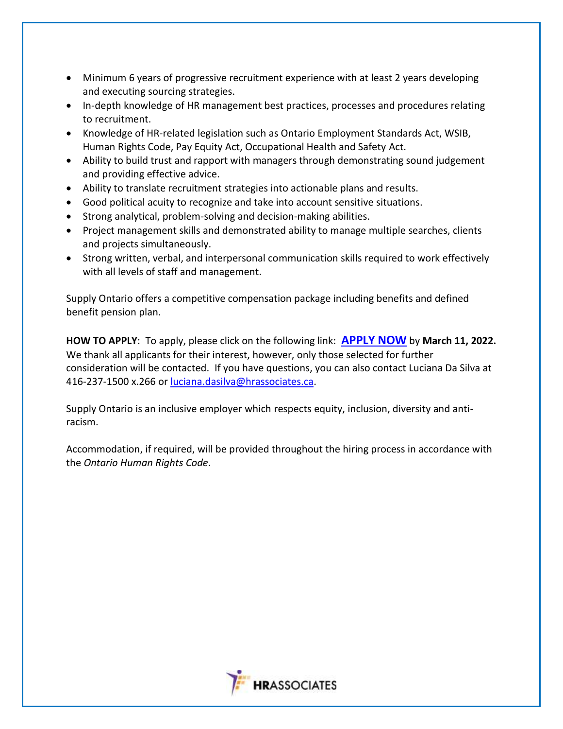- Minimum 6 years of progressive recruitment experience with at least 2 years developing and executing sourcing strategies.
- In-depth knowledge of HR management best practices, processes and procedures relating to recruitment.
- Knowledge of HR-related legislation such as Ontario Employment Standards Act, WSIB, Human Rights Code, Pay Equity Act, Occupational Health and Safety Act.
- Ability to build trust and rapport with managers through demonstrating sound judgement and providing effective advice.
- Ability to translate recruitment strategies into actionable plans and results.
- Good political acuity to recognize and take into account sensitive situations.
- Strong analytical, problem-solving and decision-making abilities.
- Project management skills and demonstrated ability to manage multiple searches, clients and projects simultaneously.
- Strong written, verbal, and interpersonal communication skills required to work effectively with all levels of staff and management.

Supply Ontario offers a competitive compensation package including benefits and defined benefit pension plan.

**HOW TO APPLY**: To apply, please click on the following link: **APPLY NOW** by **March 11, 2022.** We thank all applicants for their interest, however, only those selected for further consideration will be contacted. If you have questions, you can also contact Luciana Da Silva at 416-237-1500 x.266 or luciana.dasilva@hrassociates.ca.

Supply Ontario is an inclusive employer which respects equity, inclusion, diversity and anti-racism.

Accommodation, if required, will be provided throughout the hiring process in accordance with the *Ontario Human Rights Code*.

HRASSOCIATES